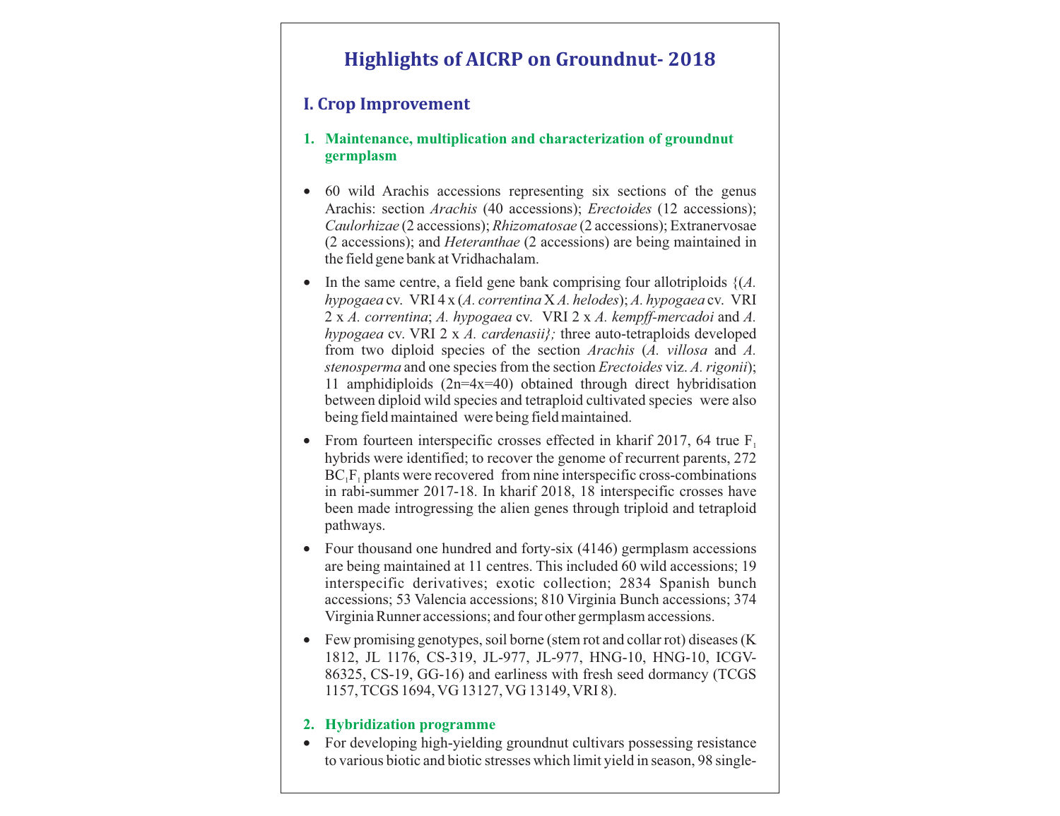# Highlights of AICRP on Groundnut- 2018

## I. Crop Improvement

### 1. Maintenance, multiplication and characterization of groundnut germplasm

- 60 wild Arachis accessions representing six sections of the genus Arachis: section *Arachis* (40 accessions); *Erectoides* (12 accessions); *Caulorhizae* (2 accessions); *Rhizomatosae* (2 accessions); Extranervosae (2 accessions); and *Heteranthae* (2 accessions) are being maintained in the field gene bank at Vridhachalam.
- In the same centre, a field gene bank comprising four allotriploids {(*A. hypogaea* cv. VRI 4 x (*A. correntina* X *A. helodes*); *A. hypogaea* cv. VRI 2 x *A. correntina*; *A. hypogaea* cv. VRI 2 x *A. kempff-mercadoi* and *A. hypogaea* cv. VRI 2 x *A. cardenasii};* three auto-tetraploids developed from two diploid species of the section *Arachis* (*A. villosa* and *A. stenosperma* and one species from the section *Erectoides* viz. *A. rigonii*); 11 amphidiploids (2n=4x=40) obtained through direct hybridisation between diploid wild species and tetraploid cultivated species were also being field maintained were being field maintained.
- From fourteen interspecific crosses effected in kharif 2017, 64 true $F_1$ hybrids were identified; to recover the genome of recurrent parents, 272 $BC_1F_1$ plants were recovered from nine interspecific cross-combinations in rabi-summer 2017-18. In kharif 2018, 18 interspecific crosses have been made introgressing the alien genes through triploid and tetraploid pathways.
- Four thousand one hundred and forty-six (4146) germplasm accessions are being maintained at 11 centres. This included 60 wild accessions; 19 interspecific derivatives; exotic collection; 2834 Spanish bunch accessions; 53 Valencia accessions; 810 Virginia Bunch accessions; 374 Virginia Runner accessions; and four other germplasm accessions.
- Few promising genotypes, soil borne (stem rot and collar rot) diseases (K 1812, JL 1176, CS-319, JL-977, JL-977, HNG-10, HNG-10, ICGV-86325, CS-19, GG-16) and earliness with fresh seed dormancy (TCGS 1157, TCGS 1694, VG 13127, VG 13149, VRI 8).

### 2. Hybridization programme

- For developing high-yielding groundnut cultivars possessing resistance to various biotic and biotic stresses which limit yield in season, 98 single-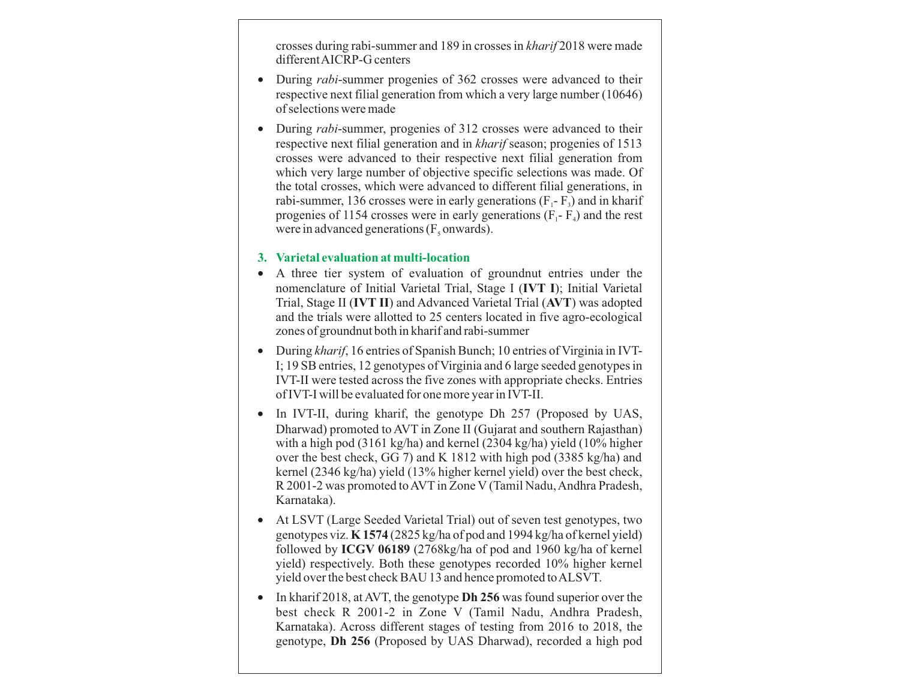crosses during rabi-summer and 189 in crosses in *kharif* 2018 were made different AICRP-G centers

- During *rabi*-summer progenies of 362 crosses were advanced to their respective next filial generation from which a very large number (10646) of selections were made
- During *rabi*-summer, progenies of 312 crosses were advanced to their respective next filial generation and in *kharif* season; progenies of 1513 crosses were advanced to their respective next filial generation from which very large number of objective specific selections was made. Of the total crosses, which were advanced to different filial generations, in rabi-summer, 136 crosses were in early generations ($F_1$- $F_3$) and in kharif progenies of 1154 crosses were in early generations ($F_1$- $F_4$) and the rest were in advanced generations ($F_5$ onwards).

## 3. Varietal evaluation at multi-location

- A three tier system of evaluation of groundnut entries under the nomenclature of Initial Varietal Trial, Stage I (**IVT I**); Initial Varietal Trial, Stage II (**IVT II**) and Advanced Varietal Trial (**AVT**) was adopted and the trials were allotted to 25 centers located in five agro-ecological zones of groundnut both in kharif and rabi-summer
- During *kharif*, 16 entries of Spanish Bunch; 10 entries of Virginia in IVT-I; 19 SB entries, 12 genotypes of Virginia and 6 large seeded genotypes in IVT-II were tested across the five zones with appropriate checks. Entries of IVT-I will be evaluated for one more year in IVT-II.
- In IVT-II, during kharif, the genotype Dh 257 (Proposed by UAS, Dharwad) promoted to AVT in Zone II (Gujarat and southern Rajasthan) with a high pod (3161 kg/ha) and kernel (2304 kg/ha) yield (10% higher over the best check, GG 7) and K 1812 with high pod (3385 kg/ha) and kernel (2346 kg/ha) yield (13% higher kernel yield) over the best check, R 2001-2 was promoted to AVT in Zone V (Tamil Nadu, Andhra Pradesh, Karnataka).
- At LSVT (Large Seeded Varietal Trial) out of seven test genotypes, two genotypes viz. **K 1574** (2825 kg/ha of pod and 1994 kg/ha of kernel yield) followed by **ICGV 06189** (2768kg/ha of pod and 1960 kg/ha of kernel yield) respectively. Both these genotypes recorded 10% higher kernel yield over the best check BAU 13 and hence promoted to ALSVT.
- In kharif 2018, at AVT, the genotype **Dh 256** was found superior over the best check R 2001-2 in Zone V (Tamil Nadu, Andhra Pradesh, Karnataka). Across different stages of testing from 2016 to 2018, the genotype, **Dh 256** (Proposed by UAS Dharwad), recorded a high pod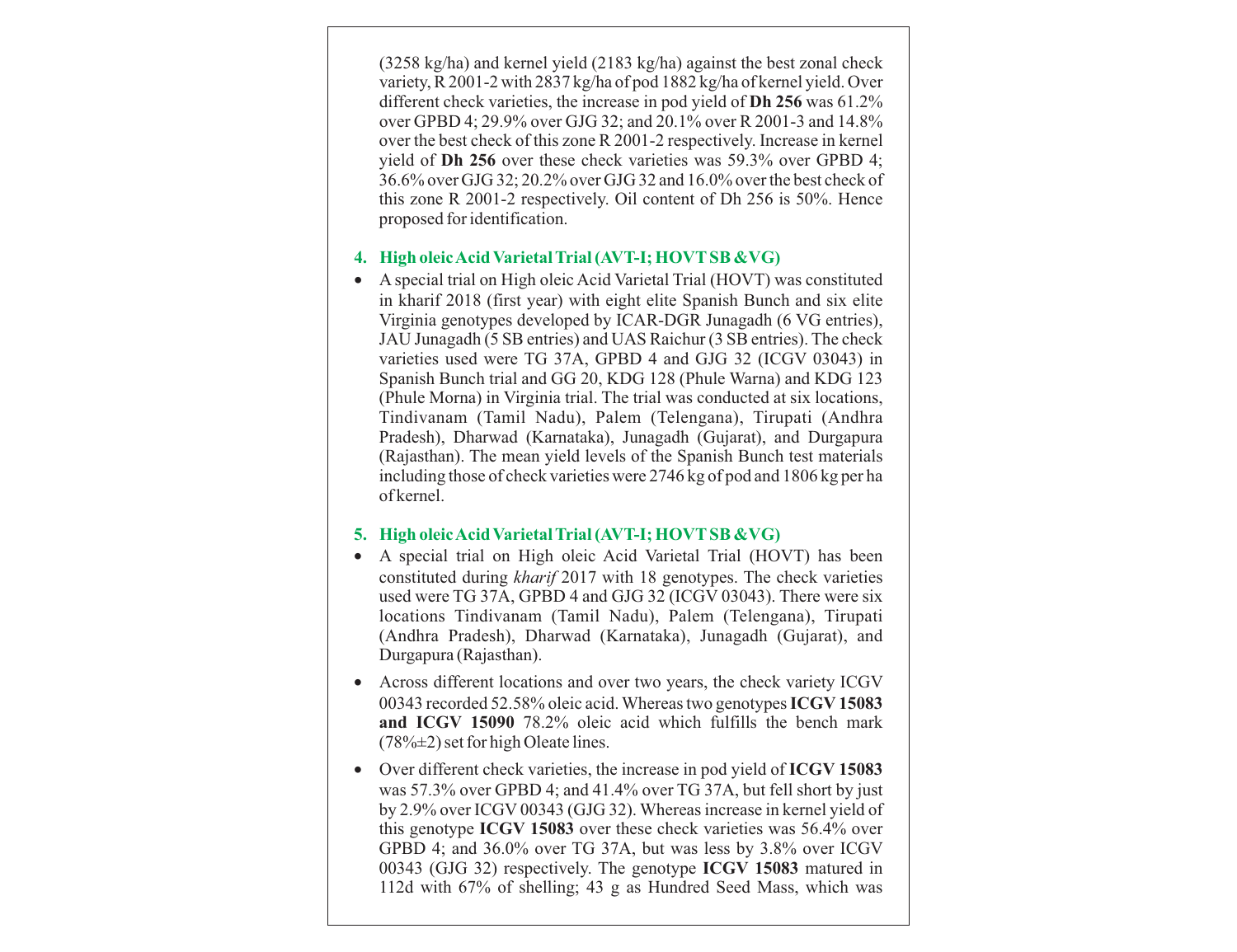(3258 kg/ha) and kernel yield (2183 kg/ha) against the best zonal check variety, R 2001-2 with 2837 kg/ha of pod 1882 kg/ha of kernel yield. Over different check varieties, the increase in pod yield of **Dh 256** was 61.2% over GPBD 4; 29.9% over GJG 32; and 20.1% over R 2001-3 and 14.8% over the best check of this zone R 2001-2 respectively. Increase in kernel yield of **Dh 256** over these check varieties was 59.3% over GPBD 4; 36.6% over GJG 32; 20.2% over GJG 32 and 16.0% over the best check of this zone R 2001-2 respectively. Oil content of Dh 256 is 50%. Hence proposed for identification.

### 4. High oleic Acid Varietal Trial (AVT-I; HOVT SB &VG)

- A special trial on High oleic Acid Varietal Trial (HOVT) was constituted in kharif 2018 (first year) with eight elite Spanish Bunch and six elite Virginia genotypes developed by ICAR-DGR Junagadh (6 VG entries), JAU Junagadh (5 SB entries) and UAS Raichur (3 SB entries). The check varieties used were TG 37A, GPBD 4 and GJG 32 (ICGV 03043) in Spanish Bunch trial and GG 20, KDG 128 (Phule Warna) and KDG 123 (Phule Morna) in Virginia trial. The trial was conducted at six locations, Tindivanam (Tamil Nadu), Palem (Telengana), Tirupati (Andhra Pradesh), Dharwad (Karnataka), Junagadh (Gujarat), and Durgapura (Rajasthan). The mean yield levels of the Spanish Bunch test materials including those of check varieties were 2746 kg of pod and 1806 kg per ha of kernel.

### 5. High oleic Acid Varietal Trial (AVT-I; HOVT SB &VG)

- A special trial on High oleic Acid Varietal Trial (HOVT) has been constituted during *kharif* 2017 with 18 genotypes. The check varieties used were TG 37A, GPBD 4 and GJG 32 (ICGV 03043). There were six locations Tindivanam (Tamil Nadu), Palem (Telengana), Tirupati (Andhra Pradesh), Dharwad (Karnataka), Junagadh (Gujarat), and Durgapura (Rajasthan).
- Across different locations and over two years, the check variety ICGV 00343 recorded 52.58% oleic acid. Whereas two genotypes **ICGV 15083 and ICGV 15090** 78.2% oleic acid which fulfills the bench mark (78%±2) set for high Oleate lines.
- Over different check varieties, the increase in pod yield of **ICGV 15083** was 57.3% over GPBD 4; and 41.4% over TG 37A, but fell short by just by 2.9% over ICGV 00343 (GJG 32). Whereas increase in kernel yield of this genotype **ICGV 15083** over these check varieties was 56.4% over GPBD 4; and 36.0% over TG 37A, but was less by 3.8% over ICGV 00343 (GJG 32) respectively. The genotype **ICGV 15083** matured in 112d with 67% of shelling; 43 g as Hundred Seed Mass, which was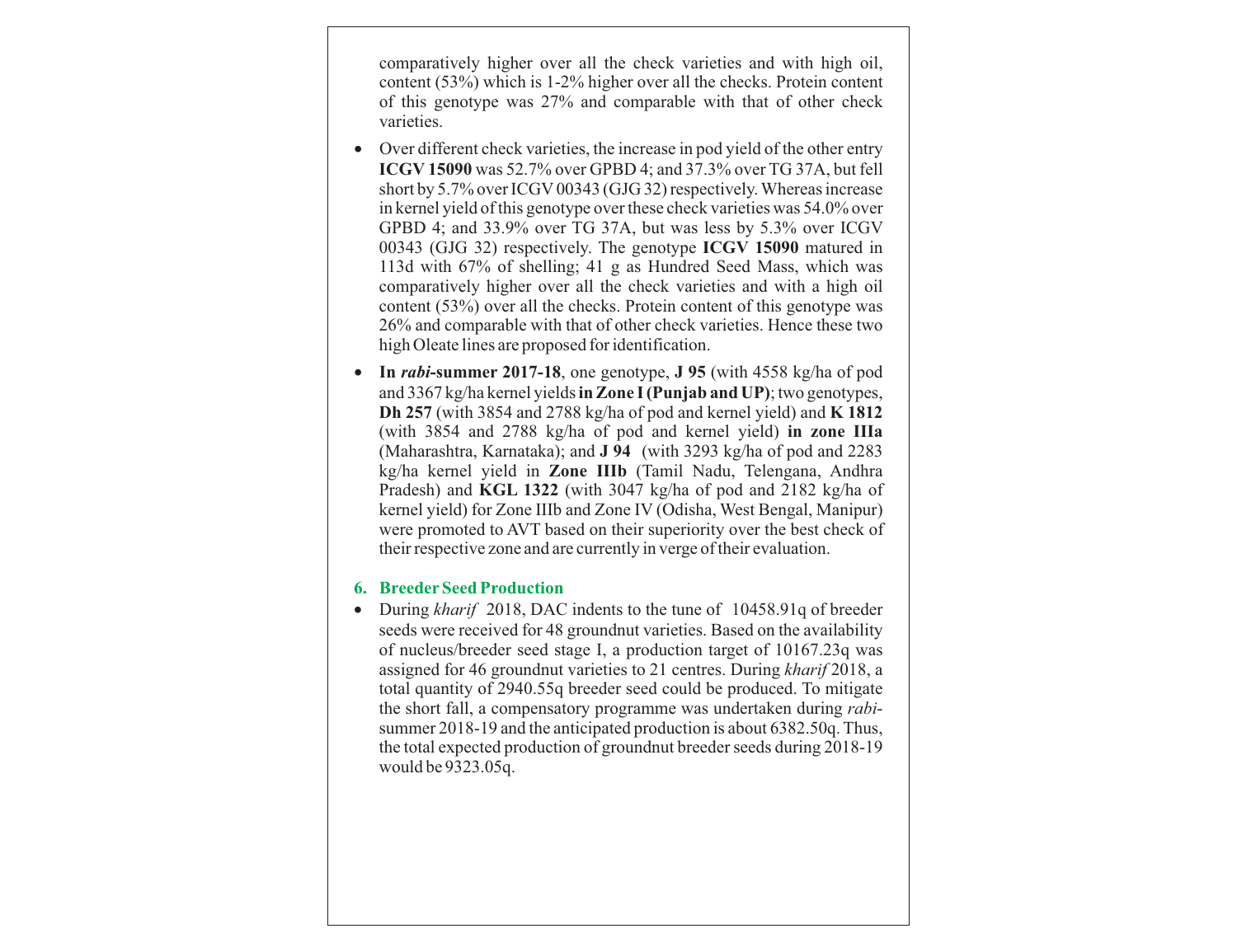comparatively higher over all the check varieties and with high oil, content (53%) which is 1-2% higher over all the checks. Protein content of this genotype was 27% and comparable with that of other check varieties.

- Over different check varieties, the increase in pod yield of the other entry **ICGV 15090** was 52.7% over GPBD 4; and 37.3% over TG 37A, but fell short by 5.7% over ICGV 00343 (GJG 32) respectively. Whereas increase in kernel yield of this genotype over these check varieties was 54.0% over GPBD 4; and 33.9% over TG 37A, but was less by 5.3% over ICGV 00343 (GJG 32) respectively. The genotype **ICGV 15090** matured in 113d with 67% of shelling; 41 g as Hundred Seed Mass, which was comparatively higher over all the check varieties and with a high oil content (53%) over all the checks. Protein content of this genotype was 26% and comparable with that of other check varieties. Hence these two high Oleate lines are proposed for identification.
- **In *rabi*-summer 2017-18**, one genotype, **J 95** (with 4558 kg/ha of pod and 3367 kg/ha kernel yields **in Zone I (Punjab and UP)**; two genotypes, **Dh 257** (with 3854 and 2788 kg/ha of pod and kernel yield) and **K 1812** (with 3854 and 2788 kg/ha of pod and kernel yield) **in zone IIIa** (Maharashtra, Karnataka); and **J 94** (with 3293 kg/ha of pod and 2283 kg/ha kernel yield in **Zone IIIb** (Tamil Nadu, Telengana, Andhra Pradesh) and **KGL 1322** (with 3047 kg/ha of pod and 2182 kg/ha of kernel yield) for Zone IIIb and Zone IV (Odisha, West Bengal, Manipur) were promoted to AVT based on their superiority over the best check of their respective zone and are currently in verge of their evaluation.

## 6. Breeder Seed Production

- During *kharif* 2018, DAC indents to the tune of 10458.91q of breeder seeds were received for 48 groundnut varieties. Based on the availability of nucleus/breeder seed stage I, a production target of 10167.23q was assigned for 46 groundnut varieties to 21 centres. During *kharif* 2018, a total quantity of 2940.55q breeder seed could be produced. To mitigate the short fall, a compensatory programme was undertaken during *rabi*-summer 2018-19 and the anticipated production is about 6382.50q. Thus, the total expected production of groundnut breeder seeds during 2018-19 would be 9323.05q.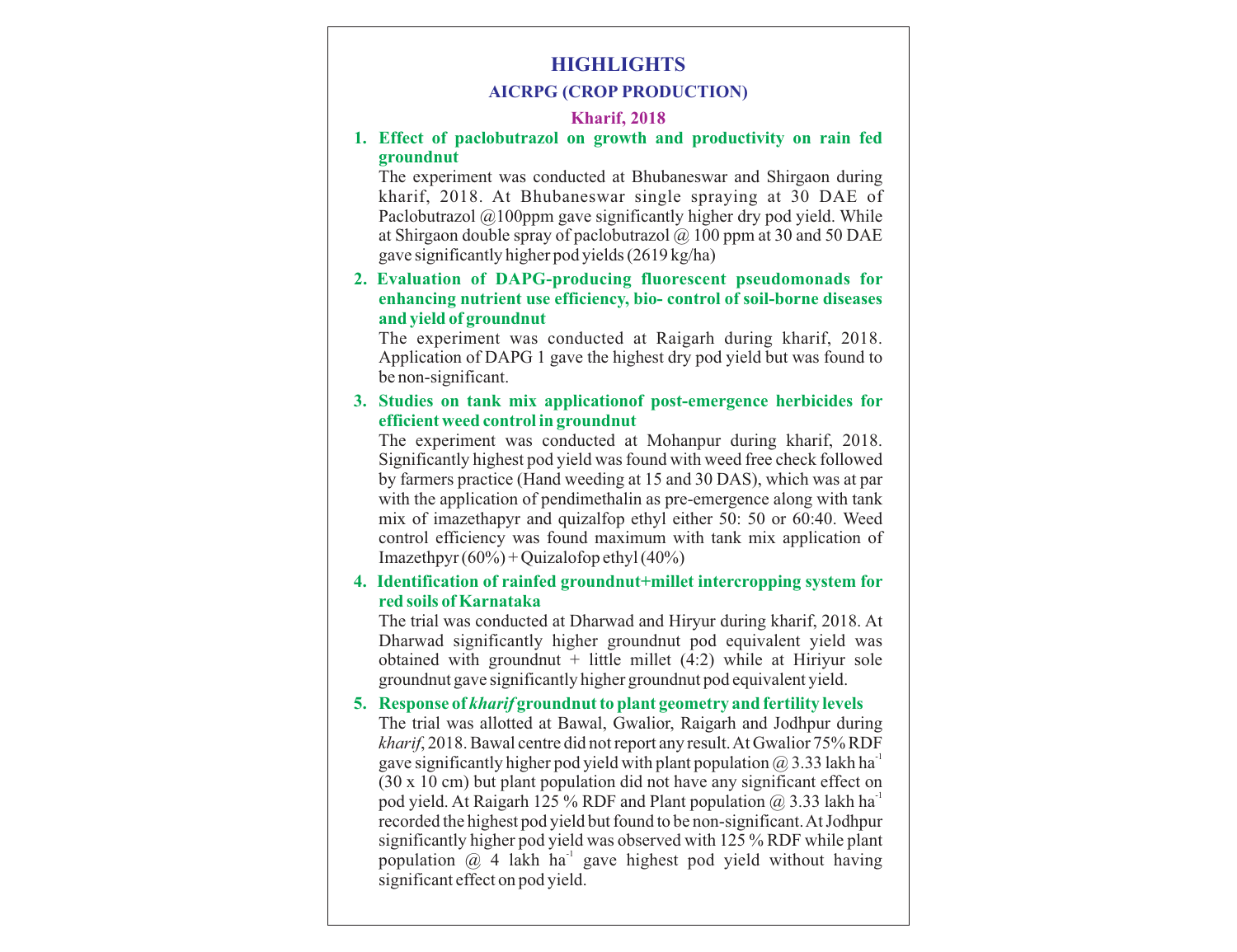# HIGHLIGHTS

## AICRPG (CROP PRODUCTION)

### Kharif, 2018

1. **Effect of paclobutrazol on growth and productivity on rain fed groundnut**

   The experiment was conducted at Bhubaneswar and Shirgaon during kharif, 2018. At Bhubaneswar single spraying at 30 DAE of Paclobutrazol @100ppm gave significantly higher dry pod yield. While at Shirgaon double spray of paclobutrazol @ 100 ppm at 30 and 50 DAE gave significantly higher pod yields (2619 kg/ha)

2. **Evaluation of DAPG-producing fluorescent pseudomonads for enhancing nutrient use efficiency, bio- control of soil-borne diseases and yield of groundnut**

   The experiment was conducted at Raigarh during kharif, 2018. Application of DAPG 1 gave the highest dry pod yield but was found to be non-significant.

3. **Studies on tank mix applicationof post-emergence herbicides for efficient weed control in groundnut**

   The experiment was conducted at Mohanpur during kharif, 2018. Significantly highest pod yield was found with weed free check followed by farmers practice (Hand weeding at 15 and 30 DAS), which was at par with the application of pendimethalin as pre-emergence along with tank mix of imazethapyr and quizalfop ethyl either 50: 50 or 60:40. Weed control efficiency was found maximum with tank mix application of Imazethpyr (60%) + Quizalofop ethyl (40%)

4. **Identification of rainfed groundnut+millet intercropping system for red soils of Karnataka**

   The trial was conducted at Dharwad and Hiryur during kharif, 2018. At Dharwad significantly higher groundnut pod equivalent yield was obtained with groundnut + little millet (4:2) while at Hiriyur sole groundnut gave significantly higher groundnut pod equivalent yield.

5. **Response of *kharif* groundnut to plant geometry and fertility levels**

   The trial was allotted at Bawal, Gwalior, Raigarh and Jodhpur during *kharif*, 2018. Bawal centre did not report any result. At Gwalior 75% RDF gave significantly higher pod yield with plant population @ 3.33 lakh $ha^{-1}$ (30 x 10 cm) but plant population did not have any significant effect on pod yield. At Raigarh 125 % RDF and Plant population @ 3.33 lakh $ha^{-1}$ recorded the highest pod yield but found to be non-significant. At Jodhpur significantly higher pod yield was observed with 125 % RDF while plant population @ 4 lakh $ha^{-1}$ gave highest pod yield without having significant effect on pod yield.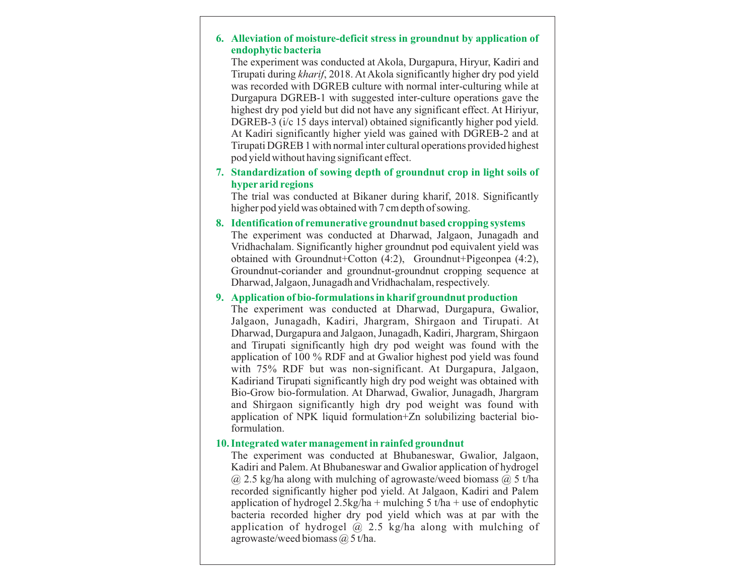**6. Alleviation of moisture-deficit stress in groundnut by application of endophytic bacteria**

The experiment was conducted at Akola, Durgapura, Hiryur, Kadiri and Tirupati during *kharif*, 2018. At Akola significantly higher dry pod yield was recorded with DGREB culture with normal inter-culturing while at Durgapura DGREB-1 with suggested inter-culture operations gave the highest dry pod yield but did not have any significant effect. At Hiryur, DGREB-3 (i/c 15 days interval) obtained significantly higher pod yield. At Kadiri significantly higher yield was gained with DGREB-2 and at Tirupati DGREB 1 with normal inter cultural operations provided highest pod yield without having significant effect.

**7. Standardization of sowing depth of groundnut crop in light soils of hyper arid regions**

The trial was conducted at Bikaner during kharif, 2018. Significantly higher pod yield was obtained with 7 cm depth of sowing.

**8. Identification of remunerative groundnut based cropping systems**

The experiment was conducted at Dharwad, Jalgaon, Junagadh and Vridhachalam. Significantly higher groundnut pod equivalent yield was obtained with Groundnut+Cotton (4:2), Groundnut+Pigeonpea (4:2), Groundnut-coriander and groundnut-groundnut cropping sequence at Dharwad, Jalgaon, Junagadh and Vridhachalam, respectively.

**9. Application of bio-formulations in kharif groundnut production**

The experiment was conducted at Dharwad, Durgapura, Gwalior, Jalgaon, Junagadh, Kadiri, Jhargram, Shirgaon and Tirupati. At Dharwad, Durgapura and Jalgaon, Junagadh, Kadiri, Jhargram, Shirgaon and Tirupati significantly high dry pod weight was found with the application of 100 % RDF and at Gwalior highest pod yield was found with 75% RDF but was non-significant. At Durgapura, Jalgaon, Kadiriand Tirupati significantly high dry pod weight was obtained with Bio-Grow bio-formulation. At Dharwad, Gwalior, Junagadh, Jhargram and Shirgaon significantly high dry pod weight was found with application of NPK liquid formulation+Zn solubilizing bacterial bio-formulation.

**10. Integrated water management in rainfed groundnut**

The experiment was conducted at Bhubaneswar, Gwalior, Jalgaon, Kadiri and Palem. At Bhubaneswar and Gwalior application of hydrogel @ 2.5 kg/ha along with mulching of agrowaste/weed biomass @ 5 t/ha recorded significantly higher pod yield. At Jalgaon, Kadiri and Palem application of hydrogel 2.5kg/ha + mulching 5 t/ha + use of endophytic bacteria recorded higher dry pod yield which was at par with the application of hydrogel @ 2.5 kg/ha along with mulching of agrowaste/weed biomass @ 5 t/ha.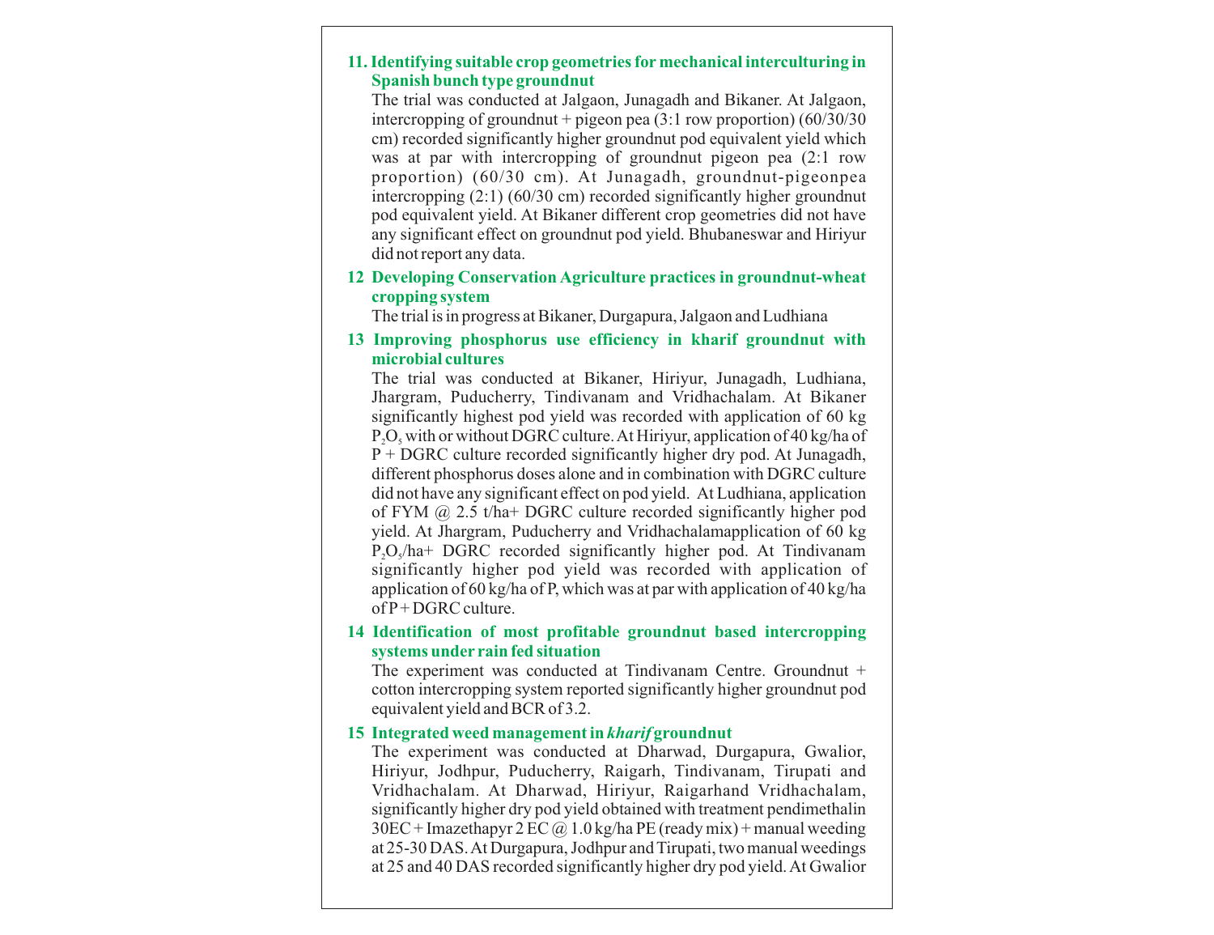### 11. Identifying suitable crop geometries for mechanical interculturing in Spanish bunch type groundnut

The trial was conducted at Jalgaon, Junagadh and Bikaner. At Jalgaon, intercropping of groundnut + pigeon pea (3:1 row proportion) (60/30/30 cm) recorded significantly higher groundnut pod equivalent yield which was at par with intercropping of groundnut pigeon pea (2:1 row proportion) (60/30 cm). At Junagadh, groundnut-pigeonpea intercropping (2:1) (60/30 cm) recorded significantly higher groundnut pod equivalent yield. At Bikaner different crop geometries did not have any significant effect on groundnut pod yield. Bhubaneswar and Hiriyur did not report any data.

### 12 Developing Conservation Agriculture practices in groundnut-wheat cropping system

The trial is in progress at Bikaner, Durgapura, Jalgaon and Ludhiana

### 13 Improving phosphorus use efficiency in kharif groundnut with microbial cultures

The trial was conducted at Bikaner, Hiriyur, Junagadh, Ludhiana, Jhargram, Puducherry, Tindivanam and Vridhachalam. At Bikaner significantly highest pod yield was recorded with application of 60 kg $P_2O_5$ with or without DGRC culture. At Hiriyur, application of 40 kg/ha of P + DGRC culture recorded significantly higher dry pod. At Junagadh, different phosphorus doses alone and in combination with DGRC culture did not have any significant effect on pod yield. At Ludhiana, application of FYM @ 2.5 t/ha+ DGRC culture recorded significantly higher pod yield. At Jhargram, Puducherry and Vridhachalamapplication of 60 kg $P_2O_5$/ha+ DGRC recorded significantly higher pod. At Tindivanam significantly higher pod yield was recorded with application of application of 60 kg/ha of P, which was at par with application of 40 kg/ha of P + DGRC culture.

### 14 Identification of most profitable groundnut based intercropping systems under rain fed situation

The experiment was conducted at Tindivanam Centre. Groundnut + cotton intercropping system reported significantly higher groundnut pod equivalent yield and BCR of 3.2.

### 15 Integrated weed management in *kharif* groundnut

The experiment was conducted at Dharwad, Durgapura, Gwalior, Hiriyur, Jodhpur, Puducherry, Raigarh, Tindivanam, Tirupati and Vridhachalam. At Dharwad, Hiriyur, Raigarhand Vridhachalam, significantly higher dry pod yield obtained with treatment pendimethalin 30EC + Imazethapyr 2 EC @ 1.0 kg/ha PE (ready mix) + manual weeding at 25-30 DAS. At Durgapura, Jodhpur and Tirupati, two manual weedings at 25 and 40 DAS recorded significantly higher dry pod yield. At Gwalior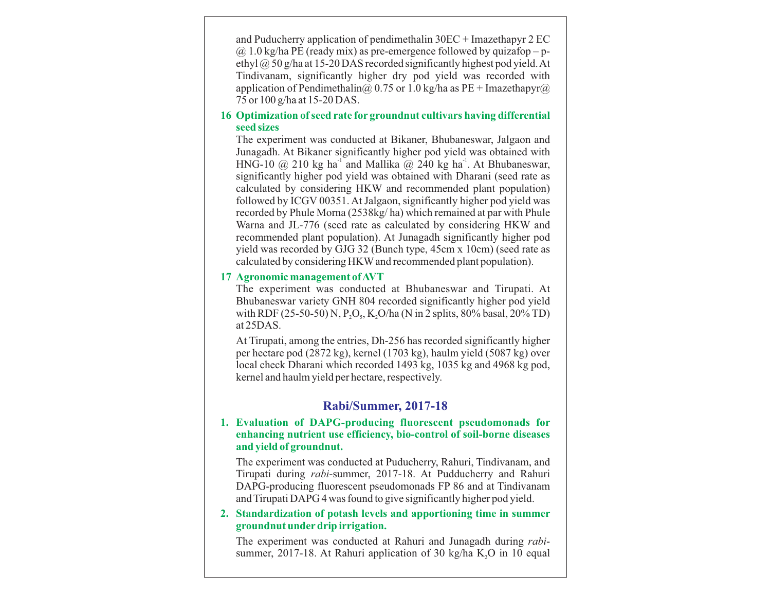and Puducherry application of pendimethalin 30EC + Imazethapyr 2 EC @ 1.0 kg/ha PE (ready mix) as pre-emergence followed by quizafop – p-ethyl @ 50 g/ha at 15-20 DAS recorded significantly highest pod yield. At Tindivanam, significantly higher dry pod yield was recorded with application of Pendimethalin@ 0.75 or 1.0 kg/ha as PE + Imazethapyr@ 75 or 100 g/ha at 15-20 DAS.

### 16 Optimization of seed rate for groundnut cultivars having differential seed sizes

The experiment was conducted at Bikaner, Bhubaneswar, Jalgaon and Junagadh. At Bikaner significantly higher pod yield was obtained with HNG-10 @ 210 kg $ha^{-1}$ and Mallika @ 240 kg $ha^{-1}$. At Bhubaneswar, significantly higher pod yield was obtained with Dharani (seed rate as calculated by considering HKW and recommended plant population) followed by ICGV 00351. At Jalgaon, significantly higher pod yield was recorded by Phule Morna (2538kg/ ha) which remained at par with Phule Warna and JL-776 (seed rate as calculated by considering HKW and recommended plant population). At Junagadh significantly higher pod yield was recorded by GJG 32 (Bunch type, 45cm x 10cm) (seed rate as calculated by considering HKW and recommended plant population).

### 17 Agronomic management of AVT

The experiment was conducted at Bhubaneswar and Tirupati. At Bhubaneswar variety GNH 804 recorded significantly higher pod yield with RDF (25-50-50) N, $P_2O_5$, $K_2O$/ha (N in 2 splits, 80% basal, 20% TD) at 25DAS.

At Tirupati, among the entries, Dh-256 has recorded significantly higher per hectare pod (2872 kg), kernel (1703 kg), haulm yield (5087 kg) over local check Dharani which recorded 1493 kg, 1035 kg and 4968 kg pod, kernel and haulm yield per hectare, respectively.

## Rabi/Summer, 2017-18

### 1. Evaluation of DAPG-producing fluorescent pseudomonads for enhancing nutrient use efficiency, bio-control of soil-borne diseases and yield of groundnut.

The experiment was conducted at Puducherry, Rahuri, Tindivanam, and Tirupati during *rabi*-summer, 2017-18. At Pudducherry and Rahuri DAPG-producing fluorescent pseudomonads FP 86 and at Tindivanam and Tirupati DAPG 4 was found to give significantly higher pod yield.

### 2. Standardization of potash levels and apportioning time in summer groundnut under drip irrigation.

The experiment was conducted at Rahuri and Junagadh during *rabi*-summer, 2017-18. At Rahuri application of 30 kg/ha $K_2O$ in 10 equal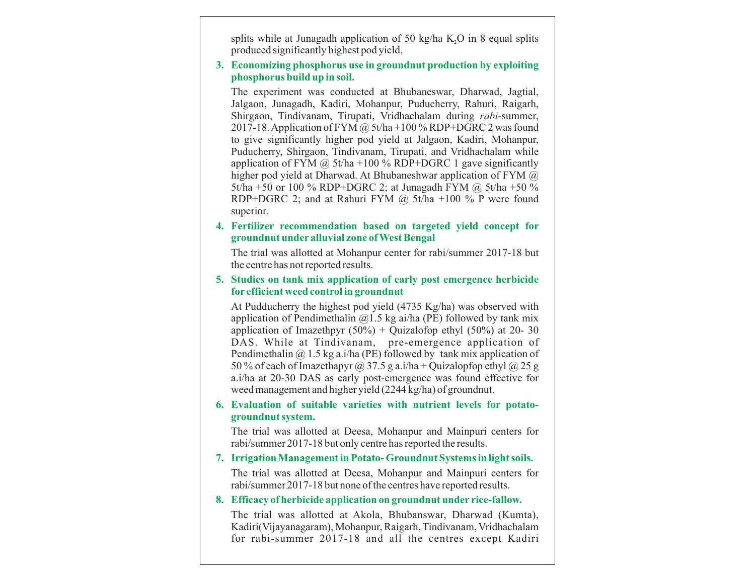splits while at Junagadh application of 50 kg/ha $K_2O$ in 8 equal splits produced significantly highest pod yield.

3. **Economizing phosphorus use in groundnut production by exploiting phosphorus build up in soil.**

   The experiment was conducted at Bhubaneswar, Dharwad, Jagtial, Jalgaon, Junagadh, Kadiri, Mohanpur, Puducherry, Rahuri, Raigarh, Shirgaon, Tindivanam, Tirupati, Vridhachalam during *rabi*-summer, 2017-18. Application of FYM @ 5t/ha +100 % RDP+DGRC 2 was found to give significantly higher pod yield at Jalgaon, Kadiri, Mohanpur, Puducherry, Shirgaon, Tindivanam, Tirupati, and Vridhachalam while application of FYM @ 5t/ha +100 % RDP+DGRC 1 gave significantly higher pod yield at Dharwad. At Bhubaneshwar application of FYM @ 5t/ha +50 or 100 % RDP+DGRC 2; at Junagadh FYM @ 5t/ha +50 % RDP+DGRC 2; and at Rahuri FYM @ 5t/ha +100 % P were found superior.

4. **Fertilizer recommendation based on targeted yield concept for groundnut under alluvial zone of West Bengal**

   The trial was allotted at Mohanpur center for rabi/summer 2017-18 but the centre has not reported results.

5. **Studies on tank mix application of early post emergence herbicide for efficient weed control in groundnut**

   At Pudducherry the highest pod yield (4735 Kg/ha) was observed with application of Pendimethalin @1.5 kg ai/ha (PE) followed by tank mix application of Imazethpyr (50%) + Quizalofop ethyl (50%) at 20- 30 DAS. While at Tindivanam, pre-emergence application of Pendimethalin @ 1.5 kg a.i/ha (PE) followed by tank mix application of 50 % of each of Imazethapyr @ 37.5 g a.i/ha + Quizalopfop ethyl @ 25 g a.i/ha at 20-30 DAS as early post-emergence was found effective for weed management and higher yield (2244 kg/ha) of groundnut.

6. **Evaluation of suitable varieties with nutrient levels for potato-groundnut system.**

   The trial was allotted at Deesa, Mohanpur and Mainpuri centers for rabi/summer 2017-18 but only centre has reported the results.

7. **Irrigation Management in Potato- Groundnut Systems in light soils.**

   The trial was allotted at Deesa, Mohanpur and Mainpuri centers for rabi/summer 2017-18 but none of the centres have reported results.

8. **Efficacy of herbicide application on groundnut under rice-fallow.**

   The trial was allotted at Akola, Bhubanswar, Dharwad (Kumta), Kadiri(Vijayanagaram), Mohanpur, Raigarh, Tindivanam, Vridhachalam for rabi-summer 2017-18 and all the centres except Kadiri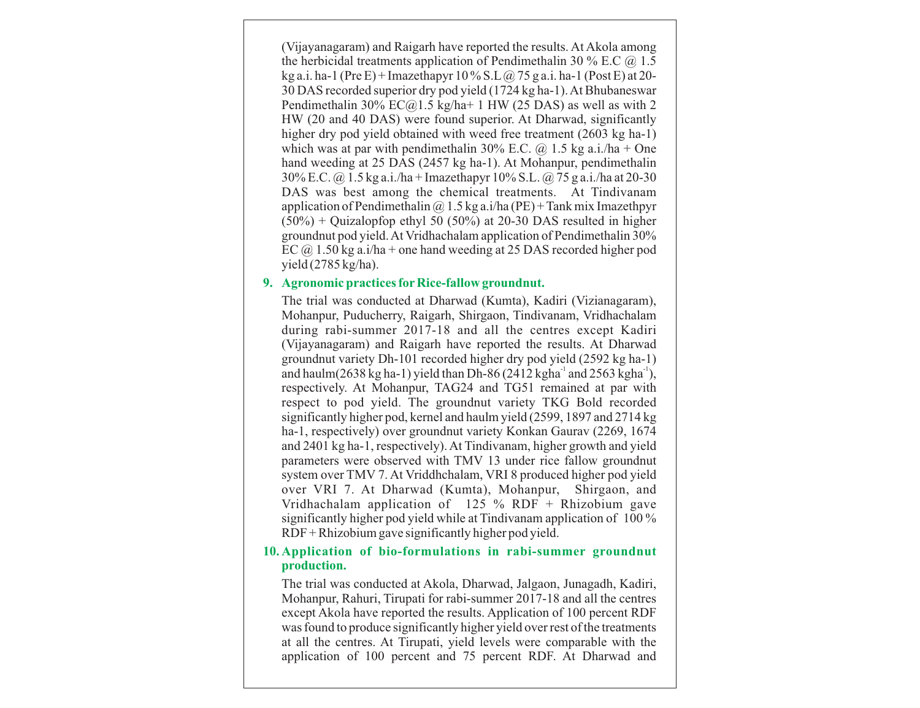(Vijayanagaram) and Raigarh have reported the results. At Akola among the herbicidal treatments application of Pendimethalin 30 % E.C @ 1.5 kg a.i. ha-1 (Pre E) + Imazethapyr 10 % S.L @ 75 g a.i. ha-1 (Post E) at 20-30 DAS recorded superior dry pod yield (1724 kg ha-1). At Bhubaneswar Pendimethalin 30% EC@1.5 kg/ha+ 1 HW (25 DAS) as well as with 2 HW (20 and 40 DAS) were found superior. At Dharwad, significantly higher dry pod yield obtained with weed free treatment (2603 kg ha-1) which was at par with pendimethalin 30% E.C. @ 1.5 kg a.i./ha + One hand weeding at 25 DAS (2457 kg ha-1). At Mohanpur, pendimethalin 30% E.C. @ 1.5 kg a.i./ha + Imazethapyr 10% S.L. @ 75 g a.i./ha at 20-30 DAS was best among the chemical treatments. At Tindivanam application of Pendimethalin @ 1.5 kg a.i/ha (PE) + Tank mix Imazethpyr (50%) + Quizalopfop ethyl 50 (50%) at 20-30 DAS resulted in higher groundnut pod yield. At Vridhachalam application of Pendimethalin 30% EC @ 1.50 kg a.i/ha + one hand weeding at 25 DAS recorded higher pod yield (2785 kg/ha).

## 9. Agronomic practices for Rice-fallow groundnut.

The trial was conducted at Dharwad (Kumta), Kadiri (Vizianagaram), Mohanpur, Puducherry, Raigarh, Shirgaon, Tindivanam, Vridhachalam during rabi-summer 2017-18 and all the centres except Kadiri (Vijayanagaram) and Raigarh have reported the results. At Dharwad groundnut variety Dh-101 recorded higher dry pod yield (2592 kg ha-1) and haulm(2638 kg ha-1) yield than Dh-86 (2412 kgha$^{-1}$ and 2563 kgha$^{-1}$), respectively. At Mohanpur, TAG24 and TG51 remained at par with respect to pod yield. The groundnut variety TKG Bold recorded significantly higher pod, kernel and haulm yield (2599, 1897 and 2714 kg ha-1, respectively) over groundnut variety Konkan Gaurav (2269, 1674 and 2401 kg ha-1, respectively). At Tindivanam, higher growth and yield parameters were observed with TMV 13 under rice fallow groundnut system over TMV 7. At Vriddhchalam, VRI 8 produced higher pod yield over VRI 7. At Dharwad (Kumta), Mohanpur, Shirgaon, and Vridhachalam application of 125 % RDF + Rhizobium gave significantly higher pod yield while at Tindivanam application of 100 % RDF + Rhizobium gave significantly higher pod yield.

## 10. Application of bio-formulations in rabi-summer groundnut production.

The trial was conducted at Akola, Dharwad, Jalgaon, Junagadh, Kadiri, Mohanpur, Rahuri, Tirupati for rabi-summer 2017-18 and all the centres except Akola have reported the results. Application of 100 percent RDF was found to produce significantly higher yield over rest of the treatments at all the centres. At Tirupati, yield levels were comparable with the application of 100 percent and 75 percent RDF. At Dharwad and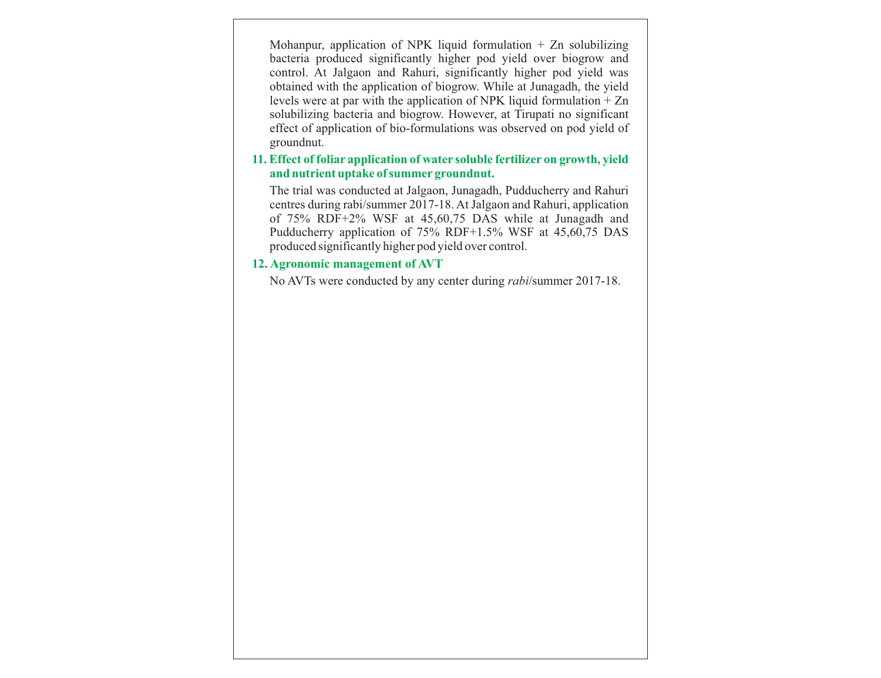Mohanpur, application of NPK liquid formulation + Zn solubilizing bacteria produced significantly higher pod yield over biogrow and control. At Jalgaon and Rahuri, significantly higher pod yield was obtained with the application of biogrow. While at Junagadh, the yield levels were at par with the application of NPK liquid formulation + Zn solubilizing bacteria and biogrow. However, at Tirupati no significant effect of application of bio-formulations was observed on pod yield of groundnut.

## 11. Effect of foliar application of water soluble fertilizer on growth, yield and nutrient uptake of summer groundnut.

The trial was conducted at Jalgaon, Junagadh, Pudducherry and Rahuri centres during rabi/summer 2017-18. At Jalgaon and Rahuri, application of 75% RDF+2% WSF at 45,60,75 DAS while at Junagadh and Pudducherry application of 75% RDF+1.5% WSF at 45,60,75 DAS produced significantly higher pod yield over control.

## 12. Agronomic management of AVT

No AVTs were conducted by any center during *rabi*/summer 2017-18.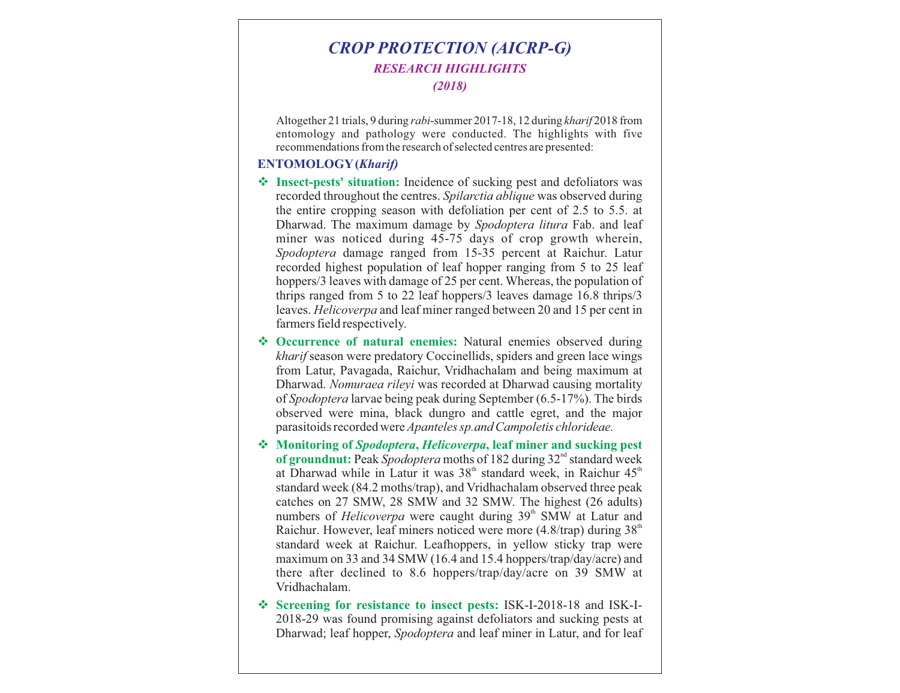# *CROP PROTECTION (AICRP-G)*

## *RESEARCH HIGHLIGHTS*

## *(2018)*

Altogether 21 trials, 9 during *rabi*-summer 2017-18, 12 during *kharif* 2018 from entomology and pathology were conducted. The highlights with five recommendations from the research of selected centres are presented:

### ENTOMOLOGY (*Kharif*)

- **Insect-pests' situation:** Incidence of sucking pest and defoliators was recorded throughout the centres. *Spilarctia ablique* was observed during the entire cropping season with defoliation per cent of 2.5 to 5.5. at Dharwad. The maximum damage by *Spodoptera litura* Fab. and leaf miner was noticed during 45-75 days of crop growth wherein, *Spodoptera* damage ranged from 15-35 percent at Raichur. Latur recorded highest population of leaf hopper ranging from 5 to 25 leaf hoppers/3 leaves with damage of 25 per cent. Whereas, the population of thrips ranged from 5 to 22 leaf hoppers/3 leaves damage 16.8 thrips/3 leaves. *Helicoverpa* and leaf miner ranged between 20 and 15 per cent in farmers field respectively.
- **Occurrence of natural enemies:** Natural enemies observed during *kharif* season were predatory Coccinellids, spiders and green lace wings from Latur, Pavagada, Raichur, Vridhachalam and being maximum at Dharwad. *Nomuraea rileyi* was recorded at Dharwad causing mortality of *Spodoptera* larvae being peak during September (6.5-17%). The birds observed were mina, black dungro and cattle egret, and the major parasitoids recorded were *Apanteles sp.and Campoletis chlorideae.*
- **Monitoring of *Spodoptera*, *Helicoverpa*, leaf miner and sucking pest of groundnut:** Peak *Spodoptera* moths of 182 during 32$^{nd}$ standard week at Dharwad while in Latur it was 38$^{th}$ standard week, in Raichur 45$^{th}$ standard week (84.2 moths/trap), and Vridhachalam observed three peak catches on 27 SMW, 28 SMW and 32 SMW. The highest (26 adults) numbers of *Helicoverpa* were caught during 39$^{th}$ SMW at Latur and Raichur. However, leaf miners noticed were more (4.8/trap) during 38$^{th}$ standard week at Raichur. Leafhoppers, in yellow sticky trap were maximum on 33 and 34 SMW (16.4 and 15.4 hoppers/trap/day/acre) and there after declined to 8.6 hoppers/trap/day/acre on 39 SMW at Vridhachalam.
- **Screening for resistance to insect pests:** ISK-I-2018-18 and ISK-I-2018-29 was found promising against defoliators and sucking pests at Dharwad; leaf hopper, *Spodoptera* and leaf miner in Latur, and for leaf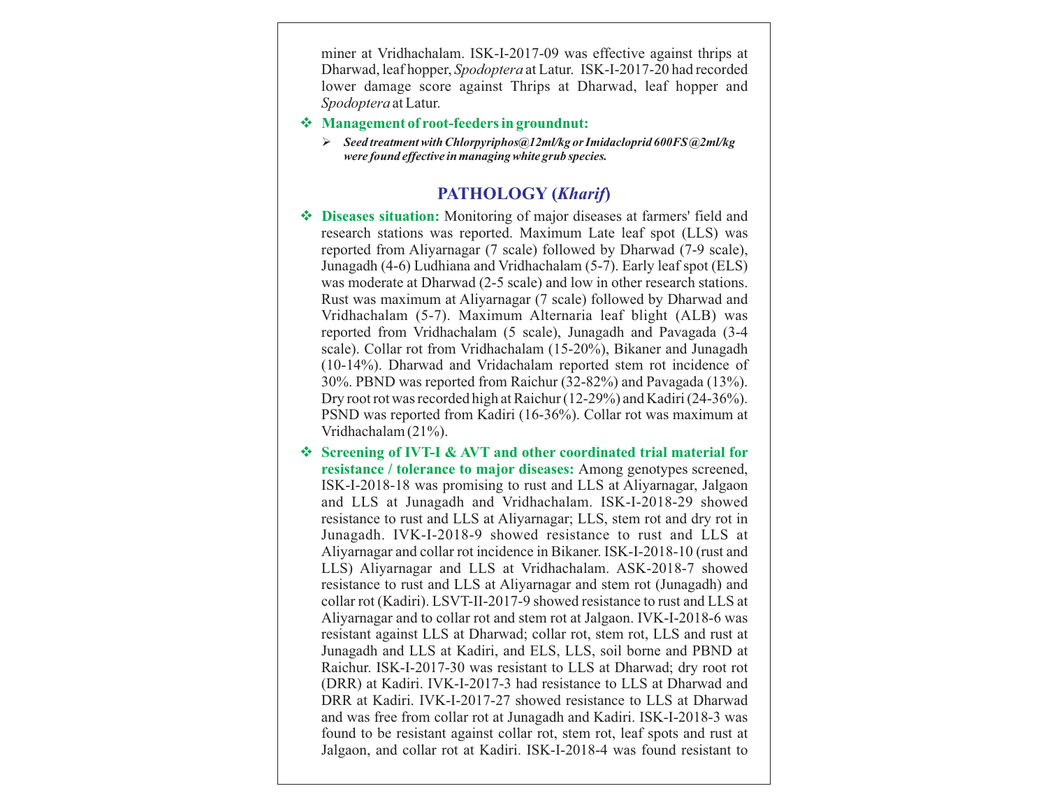miner at Vridhachalam. ISK-I-2017-09 was effective against thrips at Dharwad, leaf hopper, *Spodoptera* at Latur. ISK-I-2017-20 had recorded lower damage score against Thrips at Dharwad, leaf hopper and *Spodoptera* at Latur.

- **Management of root-feeders in groundnut:**
  - ***Seed treatment with Chlorpyriphos@12ml/kg or Imidacloprid 600FS@2ml/kg were found effective in managing white grub species.***

## PATHOLOGY (*Kharif*)

- **Diseases situation:** Monitoring of major diseases at farmers' field and research stations was reported. Maximum Late leaf spot (LLS) was reported from Aliyarnagar (7 scale) followed by Dharwad (7-9 scale), Junagadh (4-6) Ludhiana and Vridhachalam (5-7). Early leaf spot (ELS) was moderate at Dharwad (2-5 scale) and low in other research stations. Rust was maximum at Aliyarnagar (7 scale) followed by Dharwad and Vridhachalam (5-7). Maximum Alternaria leaf blight (ALB) was reported from Vridhachalam (5 scale), Junagadh and Pavagada (3-4 scale). Collar rot from Vridhachalam (15-20%), Bikaner and Junagadh (10-14%). Dharwad and Vridachalam reported stem rot incidence of 30%. PBND was reported from Raichur (32-82%) and Pavagada (13%). Dry root rot was recorded high at Raichur (12-29%) and Kadiri (24-36%). PSND was reported from Kadiri (16-36%). Collar rot was maximum at Vridhachalam (21%).

- **Screening of IVT-I & AVT and other coordinated trial material for resistance / tolerance to major diseases:** Among genotypes screened, ISK-I-2018-18 was promising to rust and LLS at Aliyarnagar, Jalgaon and LLS at Junagadh and Vridhachalam. ISK-I-2018-29 showed resistance to rust and LLS at Aliyarnagar; LLS, stem rot and dry rot in Junagadh. IVK-I-2018-9 showed resistance to rust and LLS at Aliyarnagar and collar rot incidence in Bikaner. ISK-I-2018-10 (rust and LLS) Aliyarnagar and LLS at Vridhachalam. ASK-2018-7 showed resistance to rust and LLS at Aliyarnagar and stem rot (Junagadh) and collar rot (Kadiri). LSVT-II-2017-9 showed resistance to rust and LLS at Aliyarnagar and to collar rot and stem rot at Jalgaon. IVK-I-2018-6 was resistant against LLS at Dharwad; collar rot, stem rot, LLS and rust at Junagadh and LLS at Kadiri, and ELS, LLS, soil borne and PBND at Raichur. ISK-I-2017-30 was resistant to LLS at Dharwad; dry root rot (DRR) at Kadiri. IVK-I-2017-3 had resistance to LLS at Dharwad and DRR at Kadiri. IVK-I-2017-27 showed resistance to LLS at Dharwad and was free from collar rot at Junagadh and Kadiri. ISK-I-2018-3 was found to be resistant against collar rot, stem rot, leaf spots and rust at Jalgaon, and collar rot at Kadiri. ISK-I-2018-4 was found resistant to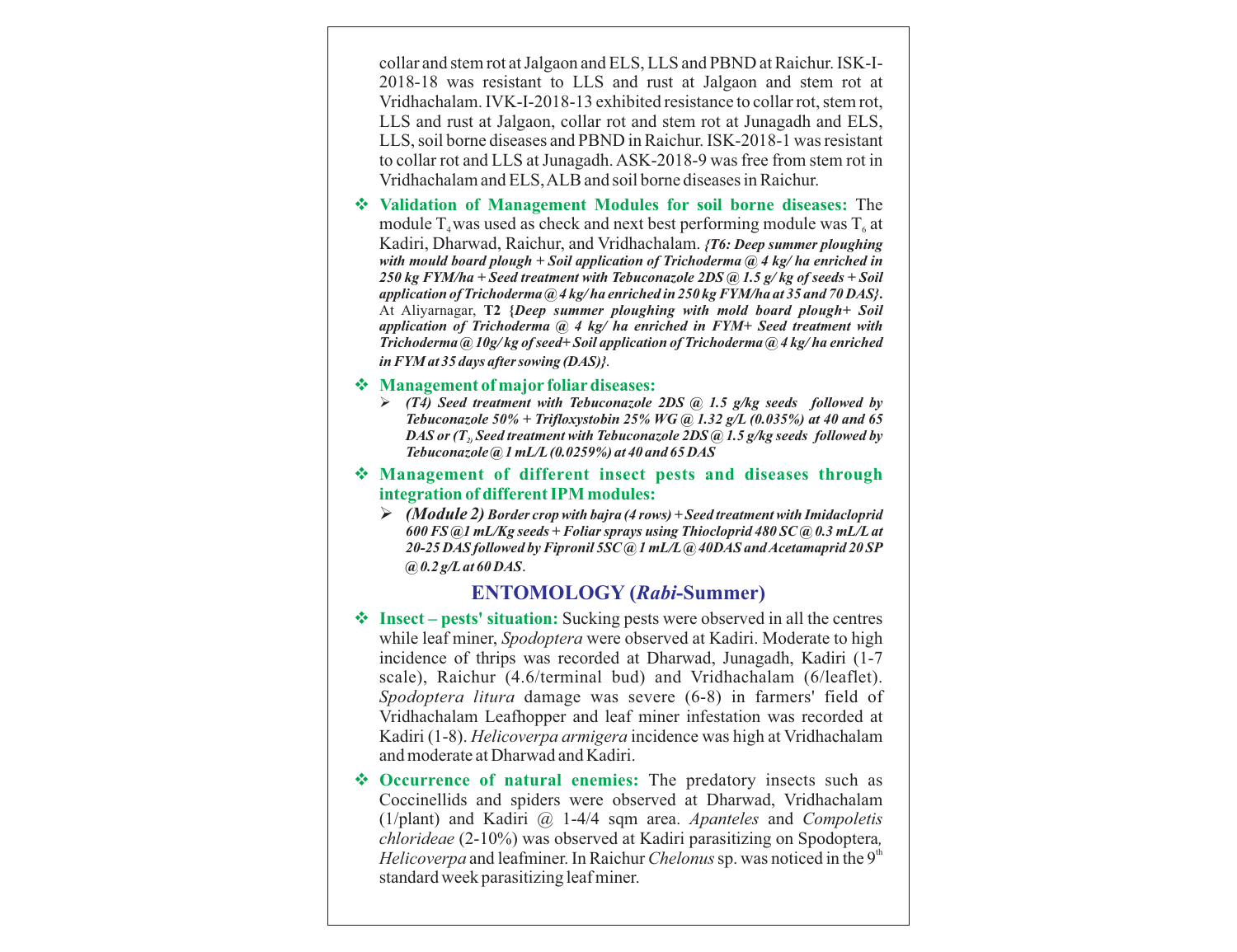collar and stem rot at Jalgaon and ELS, LLS and PBND at Raichur. ISK-I-2018-18 was resistant to LLS and rust at Jalgaon and stem rot at Vridhachalam. IVK-I-2018-13 exhibited resistance to collar rot, stem rot, LLS and rust at Jalgaon, collar rot and stem rot at Junagadh and ELS, LLS, soil borne diseases and PBND in Raichur. ISK-2018-1 was resistant to collar rot and LLS at Junagadh. ASK-2018-9 was free from stem rot in Vridhachalam and ELS, ALB and soil borne diseases in Raichur.

- **Validation of Management Modules for soil borne diseases:** The module $T_4$ was used as check and next best performing module was $T_6$ at Kadiri, Dharwad, Raichur, and Vridhachalam. ***{T6: Deep summer ploughing with mould board plough + Soil application of Trichoderma @ 4 kg/ ha enriched in 250 kg FYM/ha + Seed treatment with Tebuconazole 2DS @ 1.5 g/ kg of seeds + Soil application of Trichoderma @ 4 kg/ ha enriched in 250 kg FYM/ha at 35 and 70 DAS}.*** At Aliyarnagar, **T2 {*Deep summer ploughing with mold board plough+ Soil application of Trichoderma @ 4 kg/ ha enriched in FYM+ Seed treatment with Trichoderma @ 10g/ kg of seed+ Soil application of Trichoderma @ 4 kg/ ha enriched in FYM at 35 days after sowing (DAS)}*.**

- **Management of major foliar diseases:**
  - ***(T4) Seed treatment with Tebuconazole 2DS @ 1.5 g/kg seeds followed by Tebuconazole 50% + Trifloxystobin 25% WG @ 1.32 g/L (0.035%) at 40 and 65 DAS or ($T_2$) Seed treatment with Tebuconazole 2DS @ 1.5 g/kg seeds followed by Tebuconazole @ 1 mL/L (0.0259%) at 40 and 65 DAS***

- **Management of different insect pests and diseases through integration of different IPM modules:**
  - ***(Module 2) Border crop with bajra (4 rows) + Seed treatment with Imidacloprid 600 FS @1 mL/Kg seeds + Foliar sprays using Thiocloprid 480 SC @ 0.3 mL/L at 20-25 DAS followed by Fipronil 5SC @ 1 mL/L @ 40DAS and Acetamaprid 20 SP @ 0.2 g/L at 60 DAS.***

## ENTOMOLOGY (*Rabi*-Summer)

- **Insect – pests' situation:** Sucking pests were observed in all the centres while leaf miner, *Spodoptera* were observed at Kadiri. Moderate to high incidence of thrips was recorded at Dharwad, Junagadh, Kadiri (1-7 scale), Raichur (4.6/terminal bud) and Vridhachalam (6/leaflet). *Spodoptera litura* damage was severe (6-8) in farmers' field of Vridhachalam Leafhopper and leaf miner infestation was recorded at Kadiri (1-8). *Helicoverpa armigera* incidence was high at Vridhachalam and moderate at Dharwad and Kadiri.

- **Occurrence of natural enemies:** The predatory insects such as Coccinellids and spiders were observed at Dharwad, Vridhachalam (1/plant) and Kadiri @ 1-4/4 sqm area. *Apanteles* and *Compoletis chlorideae* (2-10%) was observed at Kadiri parasitizing on Spodoptera, *Helicoverpa* and leafminer. In Raichur *Chelonus* sp. was noticed in the 9th standard week parasitizing leaf miner.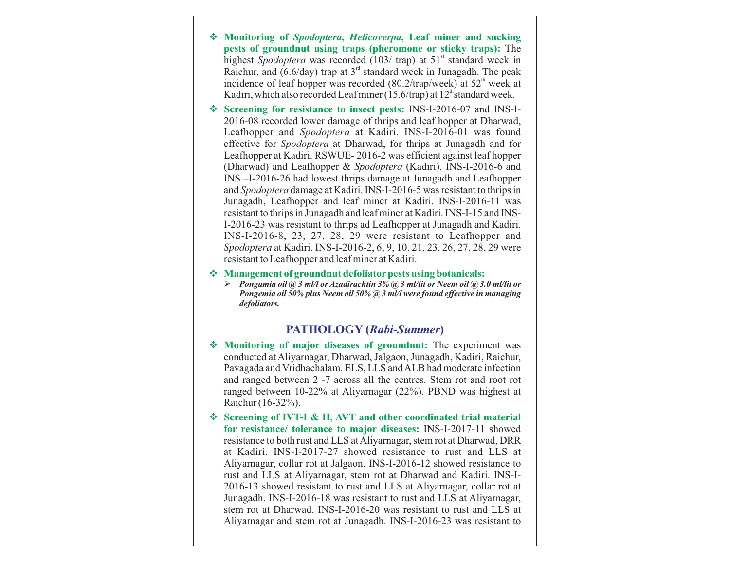- **Monitoring of *Spodoptera*, *Helicoverpa*, Leaf miner and sucking pests of groundnut using traps (pheromone or sticky traps):** The highest *Spodoptera* was recorded (103/ trap) at $51^{st}$ standard week in Raichur, and (6.6/day) trap at $3^{rd}$ standard week in Junagadh. The peak incidence of leaf hopper was recorded (80.2/trap/week) at $52^{th}$ week at Kadiri, which also recorded Leaf miner (15.6/trap) at $12^{th}$ standard week.

- **Screening for resistance to insect pests:** INS-I-2016-07 and INS-I-2016-08 recorded lower damage of thrips and leaf hopper at Dharwad, Leafhopper and *Spodoptera* at Kadiri. INS-I-2016-01 was found effective for *Spodoptera* at Dharwad, for thrips at Junagadh and for Leafhopper at Kadiri. RSWUE- 2016-2 was efficient against leaf hopper (Dharwad) and Leafhopper & *Spodoptera* (Kadiri). INS-I-2016-6 and INS –I-2016-26 had lowest thrips damage at Junagadh and Leafhopper and *Spodoptera* damage at Kadiri. INS-I-2016-5 was resistant to thrips in Junagadh, Leafhopper and leaf miner at Kadiri. INS-I-2016-11 was resistant to thrips in Junagadh and leaf miner at Kadiri. INS-I-15 and INS-I-2016-23 was resistant to thrips ad Leafhopper at Junagadh and Kadiri. INS-I-2016-8, 23, 27, 28, 29 were resistant to Leafhopper and *Spodoptera* at Kadiri. INS-I-2016-2, 6, 9, 10. 21, 23, 26, 27, 28, 29 were resistant to Leafhopper and leaf miner at Kadiri.

- **Management of groundnut defoliator pests using botanicals:**
  - ***Pongamia oil @ 3 ml/l or Azadirachtin 3% @ 3 ml/lit or Neem oil @ 3.0 ml/lit or Pongemia oil 50% plus Neem oil 50% @ 3 ml/l were found effective in managing defoliators.***

## PATHOLOGY (*Rabi-Summer*)

- **Monitoring of major diseases of groundnut:** The experiment was conducted at Aliyarnagar, Dharwad, Jalgaon, Junagadh, Kadiri, Raichur, Pavagada and Vridhachalam. ELS, LLS and ALB had moderate infection and ranged between 2 -7 across all the centres. Stem rot and root rot ranged between 10-22% at Aliyarnagar (22%). PBND was highest at Raichur (16-32%).

- **Screening of IVT-I & II, AVT and other coordinated trial material for resistance/ tolerance to major diseases:** INS-I-2017-11 showed resistance to both rust and LLS at Aliyarnagar, stem rot at Dharwad, DRR at Kadiri. INS-I-2017-27 showed resistance to rust and LLS at Aliyarnagar, collar rot at Jalgaon. INS-I-2016-12 showed resistance to rust and LLS at Aliyarnagar, stem rot at Dharwad and Kadiri. INS-I-2016-13 showed resistant to rust and LLS at Aliyarnagar, collar rot at Junagadh. INS-I-2016-18 was resistant to rust and LLS at Aliyarnagar, stem rot at Dharwad. INS-I-2016-20 was resistant to rust and LLS at Aliyarnagar and stem rot at Junagadh. INS-I-2016-23 was resistant to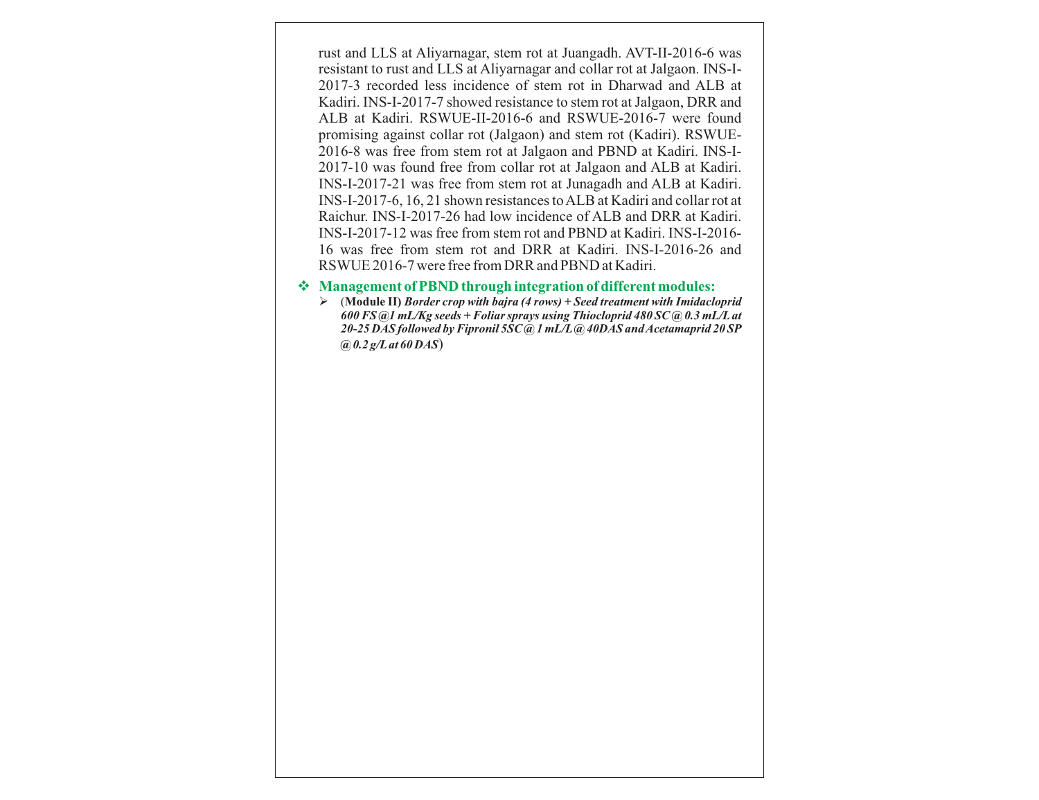rust and LLS at Aliyarnagar, stem rot at Juangadh. AVT-II-2016-6 was resistant to rust and LLS at Aliyarnagar and collar rot at Jalgaon. INS-I-2017-3 recorded less incidence of stem rot in Dharwad and ALB at Kadiri. INS-I-2017-7 showed resistance to stem rot at Jalgaon, DRR and ALB at Kadiri. RSWUE-II-2016-6 and RSWUE-2016-7 were found promising against collar rot (Jalgaon) and stem rot (Kadiri). RSWUE-2016-8 was free from stem rot at Jalgaon and PBND at Kadiri. INS-I-2017-10 was found free from collar rot at Jalgaon and ALB at Kadiri. INS-I-2017-21 was free from stem rot at Junagadh and ALB at Kadiri. INS-I-2017-6, 16, 21 shown resistances to ALB at Kadiri and collar rot at Raichur. INS-I-2017-26 had low incidence of ALB and DRR at Kadiri. INS-I-2017-12 was free from stem rot and PBND at Kadiri. INS-I-2016-16 was free from stem rot and DRR at Kadiri. INS-I-2016-26 and RSWUE 2016-7 were free from DRR and PBND at Kadiri.

- **Management of PBND through integration of different modules:**
  - (**Module II**) ***Border crop with bajra (4 rows) + Seed treatment with Imidacloprid 600 FS @1 mL/Kg seeds + Foliar sprays using Thiocloprid 480 SC @ 0.3 mL/L at 20-25 DAS followed by Fipronil 5SC @ 1 mL/L @ 40DAS and Acetamaprid 20 SP @ 0.2 g/L at 60 DAS***)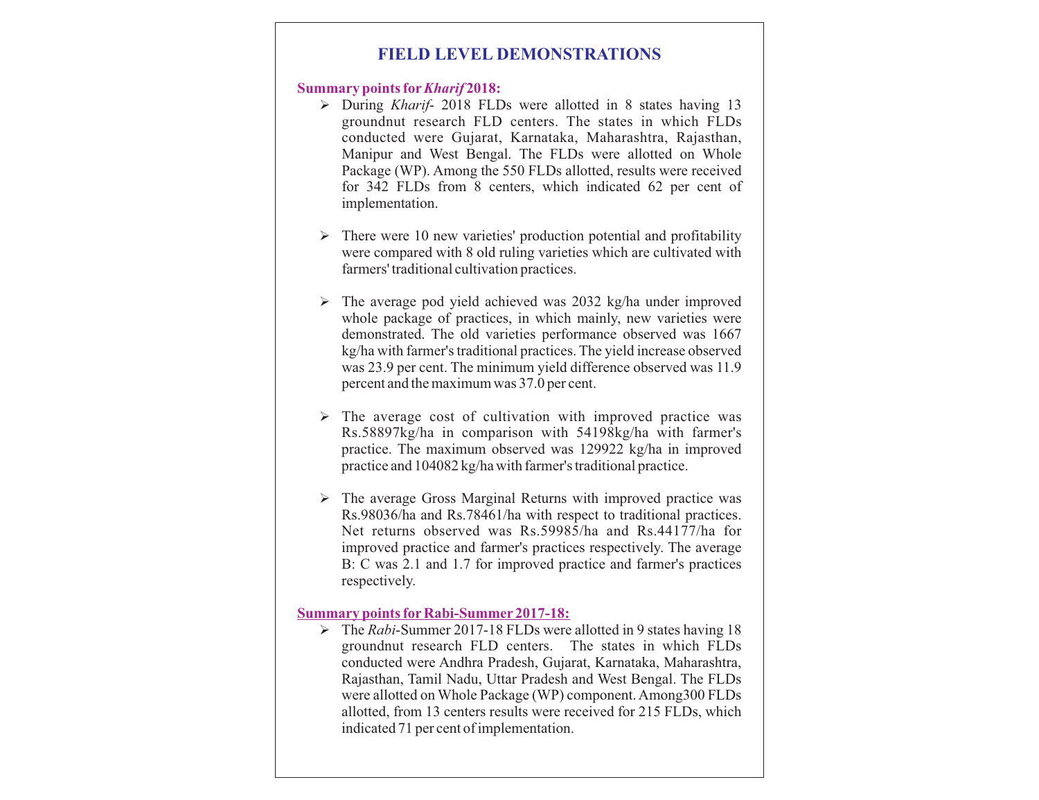# FIELD LEVEL DEMONSTRATIONS

**Summary points for *Kharif* 2018:**

- During *Kharif*- 2018 FLDs were allotted in 8 states having 13 groundnut research FLD centers. The states in which FLDs conducted were Gujarat, Karnataka, Maharashtra, Rajasthan, Manipur and West Bengal. The FLDs were allotted on Whole Package (WP). Among the 550 FLDs allotted, results were received for 342 FLDs from 8 centers, which indicated 62 per cent of implementation.

- There were 10 new varieties' production potential and profitability were compared with 8 old ruling varieties which are cultivated with farmers' traditional cultivation practices.

- The average pod yield achieved was 2032 kg/ha under improved whole package of practices, in which mainly, new varieties were demonstrated. The old varieties performance observed was 1667 kg/ha with farmer's traditional practices. The yield increase observed was 23.9 per cent. The minimum yield difference observed was 11.9 percent and the maximum was 37.0 per cent.

- The average cost of cultivation with improved practice was Rs.58897kg/ha in comparison with 54198kg/ha with farmer's practice. The maximum observed was 129922 kg/ha in improved practice and 104082 kg/ha with farmer's traditional practice.

- The average Gross Marginal Returns with improved practice was Rs.98036/ha and Rs.78461/ha with respect to traditional practices. Net returns observed was Rs.59985/ha and Rs.44177/ha for improved practice and farmer's practices respectively. The average B: C was 2.1 and 1.7 for improved practice and farmer's practices respectively.

**Summary points for Rabi-Summer 2017-18:**

- The *Rabi*-Summer 2017-18 FLDs were allotted in 9 states having 18 groundnut research FLD centers. The states in which FLDs conducted were Andhra Pradesh, Gujarat, Karnataka, Maharashtra, Rajasthan, Tamil Nadu, Uttar Pradesh and West Bengal. The FLDs were allotted on Whole Package (WP) component. Among300 FLDs allotted, from 13 centers results were received for 215 FLDs, which indicated 71 per cent of implementation.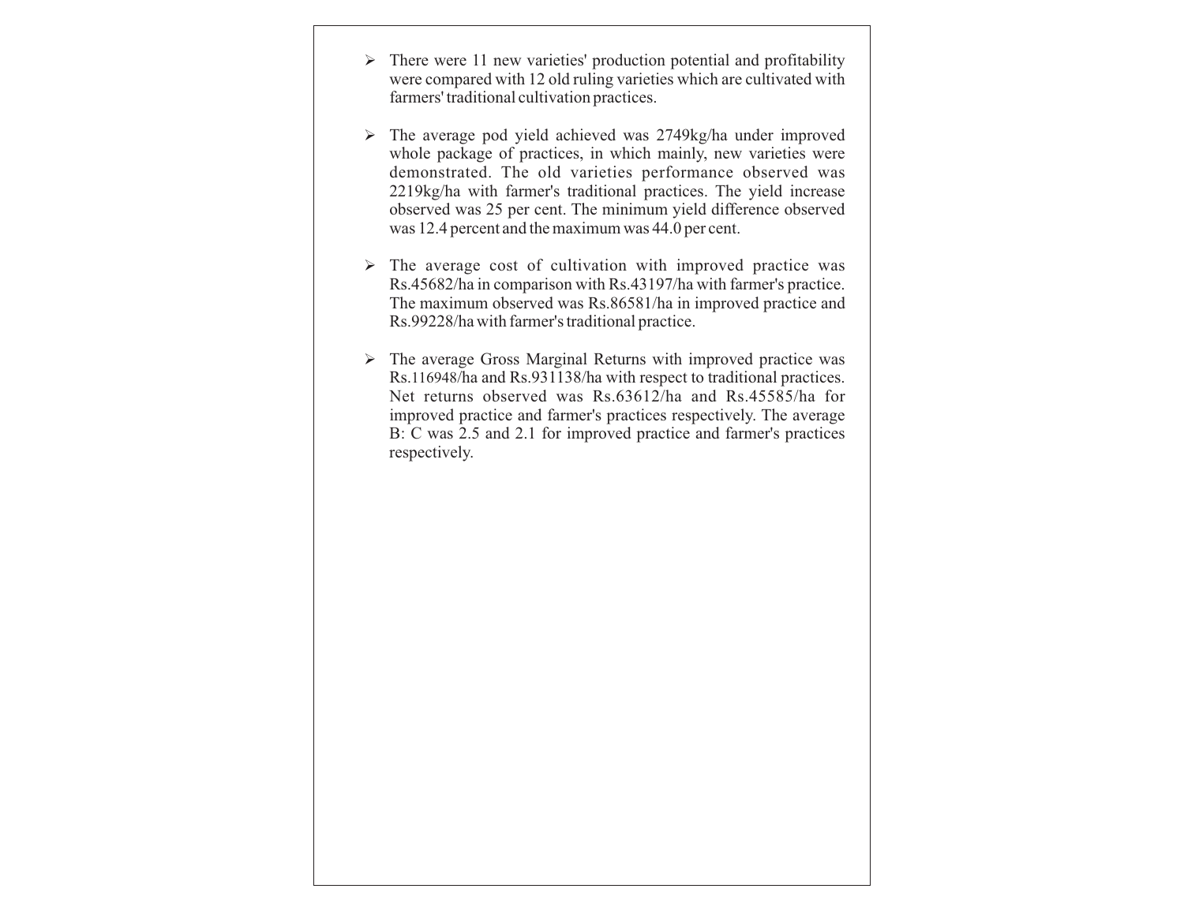- There were 11 new varieties' production potential and profitability were compared with 12 old ruling varieties which are cultivated with farmers' traditional cultivation practices.

- The average pod yield achieved was 2749kg/ha under improved whole package of practices, in which mainly, new varieties were demonstrated. The old varieties performance observed was 2219kg/ha with farmer's traditional practices. The yield increase observed was 25 per cent. The minimum yield difference observed was 12.4 percent and the maximum was 44.0 per cent.

- The average cost of cultivation with improved practice was Rs.45682/ha in comparison with Rs.43197/ha with farmer's practice. The maximum observed was Rs.86581/ha in improved practice and Rs.99228/ha with farmer's traditional practice.

- The average Gross Marginal Returns with improved practice was Rs.116948/ha and Rs.931138/ha with respect to traditional practices. Net returns observed was Rs.63612/ha and Rs.45585/ha for improved practice and farmer's practices respectively. The average B: C was 2.5 and 2.1 for improved practice and farmer's practices respectively.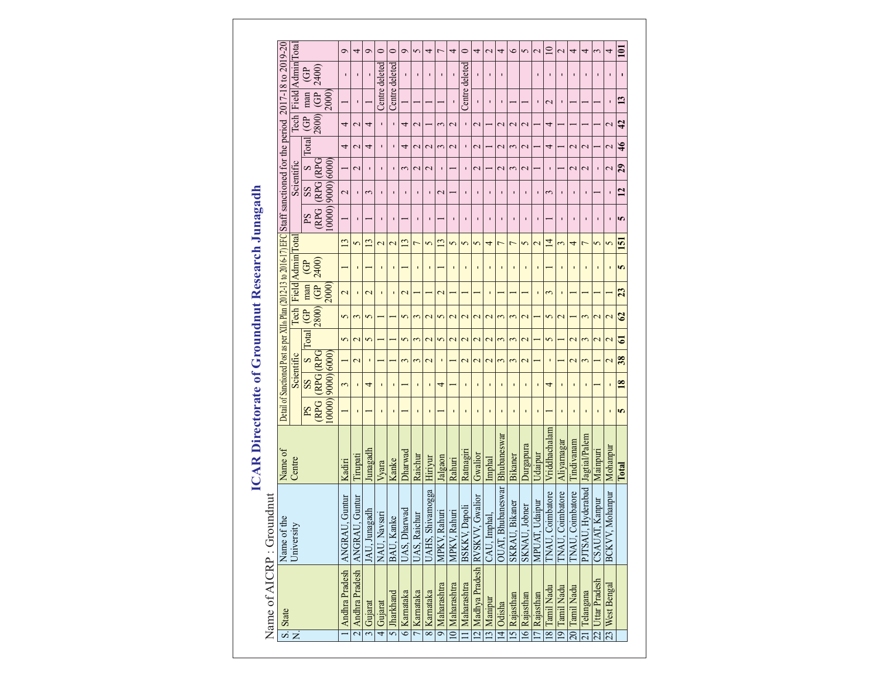# ICAR Directorate of Groundnut Research Junagadh

Name of AICRP : Groundnut

| S. N. | State | Name of the University | Name of Centre | Detail of Sanctioned Post as per XIIth Plan (2012-13 to 2016-17) EFC | | | | | | | | Staff sanctioned for the period 2017-18 to 2019-20 | | | | | | | |
|---|---|---|---|---|---|---|---|---|---|---|---|---|---|---|---|---|---|---|---|
| | | | | Scientific | | | | Tech | Field man | Admin | Total | Scientific | | | | Tech | Field man | Admin | Total |
| | | | | PS (RPG 10000) | SS (RPG 9000) | S (RPG 6000) | Total | (GP 2800) | (GP 2000) | (GP 2400) | | PS (RPG 10000) | SS (RPG 9000) | S (RPG 6000) | Total | (GP 2800) | (GP 2000) | (GP 2400) | |
| 1 | Andhra Pradesh | ANGRAU, Guntur | Kadiri | 1 | 3 | 1 | 5 | 5 | 2 | 1 | 13 | 1 | 2 | 1 | 4 | 4 | 1 | - | 9 |
| 2 | Andhra Pradesh | ANGRAU, Guntur | Tirupati | - | - | 2 | 2 | 3 | - | - | 5 | - | - | 2 | 2 | 2 | - | - | 4 |
| 3 | Gujarat | JAU, Junagadh | Junagadh | 1 | 4 | - | 5 | 5 | 2 | 1 | 13 | 1 | 3 | - | 4 | 4 | 1 | - | 9 |
| 4 | Gujarat | NAU, Navsari | Vyara | - | - | 1 | 1 | 1 | - | - | 2 | - | - | - | - | - | Centre deleted | | 0 |
| 5 | Jharkhand | BAU, Kanke | Kanke | - | - | 1 | 1 | 1 | - | - | 2 | - | - | - | - | - | Centre deleted | | 0 |
| 6 | Karnataka | UAS, Dharwad | Dharwad | 1 | 1 | 3 | 5 | 5 | 2 | 1 | 13 | 1 | - | 3 | 4 | 4 | 1 | - | 9 |
| 7 | Karnataka | UAS, Raichur | Raichur | - | - | 3 | 3 | 3 | 1 | - | 7 | - | - | 2 | 2 | 2 | 1 | - | 5 |
| 8 | Karnataka | UAHS, Shivamogga | Hiriyur | - | - | 2 | 2 | 2 | 1 | - | 5 | - | - | 2 | 2 | 1 | 1 | - | 4 |
| 9 | Maharashtra | MPKV, Rahuri | Jalgaon | 1 | 4 | - | 5 | 5 | 2 | 1 | 13 | 1 | 2 | - | 3 | 3 | 1 | - | 7 |
| 10 | Maharashtra | MPKV, Rahuri | Rahuri | - | 1 | 1 | 2 | 2 | 1 | - | 5 | - | 1 | 1 | 2 | 2 | - | - | 4 |
| 11 | Maharashtra | BSKKV, Dapoli | Ratnagiri | - | - | 2 | 2 | 2 | 1 | - | 5 | - | - | - | - | - | Centre deleted | | 0 |
| 12 | Madhya Pradesh | RVSKVV, Gwalior | Gwalior | - | - | 2 | 2 | 2 | 1 | - | 5 | - | - | 2 | 2 | 2 | - | - | 4 |
| 13 | Manipur | CAU, Imphal, | Imphal | - | - | 2 | 2 | 2 | - | - | 4 | - | - | 1 | 1 | 1 | - | - | 2 |
| 14 | Odisha | OUAT, Bhubaneswar | Bhubaneswar | - | - | 3 | 3 | 3 | 1 | - | 7 | - | - | 2 | 2 | 2 | - | - | 4 |
| 15 | Rajasthan | SKRAU, Bikaner | Bikaner | - | - | 3 | 3 | 3 | 1 | - | 7 | - | - | 3 | 3 | 2 | 1 | | 6 |
| 16 | Rajasthan | SKNAU, Jobner | Durgapura | - | - | 2 | 2 | 2 | 1 | - | 5 | - | - | 2 | 2 | 2 | 1 | | 5 |
| 17 | Rajasthan | MPUAT, Udaipur | Udaipur | - | - | 1 | 1 | 1 | - | - | 2 | - | - | 1 | 1 | 1 | - | - | 2 |
| 18 | Tamil Nadu | TNAU, Coimbatore | Vriddhachalam | 1 | 4 | - | 5 | 5 | 3 | 1 | 14 | 1 | 3 | - | 4 | 4 | 2 | - | 10 |
| 19 | Tamil Nadu | TNAU, Coimbatore | Aliyarnagar | - | - | 1 | 1 | 2 | - | - | 3 | - | - | 1 | 1 | 1 | - | - | 2 |
| 20 | Tamil Nadu | TNAU, Coimbatore | Tindivanam | - | - | 2 | 2 | 1 | 1 | - | 4 | - | - | 2 | 2 | 1 | 1 | - | 4 |
| 21 | Telangana | PJTSAU, Hyderabad | Jagtial/Palem | - | - | 3 | 3 | 3 | 1 | - | 7 | - | - | 2 | 2 | 1 | 1 | - | 4 |
| 22 | Uttar Pradesh | CSAUAT, Kanpur | Mainpuri | - | 1 | 1 | 2 | 2 | 1 | - | 5 | - | 1 | - | 1 | 1 | 1 | - | 3 |
| 23 | West Bengal | BCKVV, Mohanpur | Mohanpur | - | - | 2 | 2 | 2 | 1 | - | 5 | - | - | 2 | 2 | 2 | - | - | 4 |
| | | | **Total** | **5** | **18** | **38** | **61** | **62** | **23** | **5** | **151** | **5** | **12** | **29** | **46** | **42** | **13** | **-** | **101** |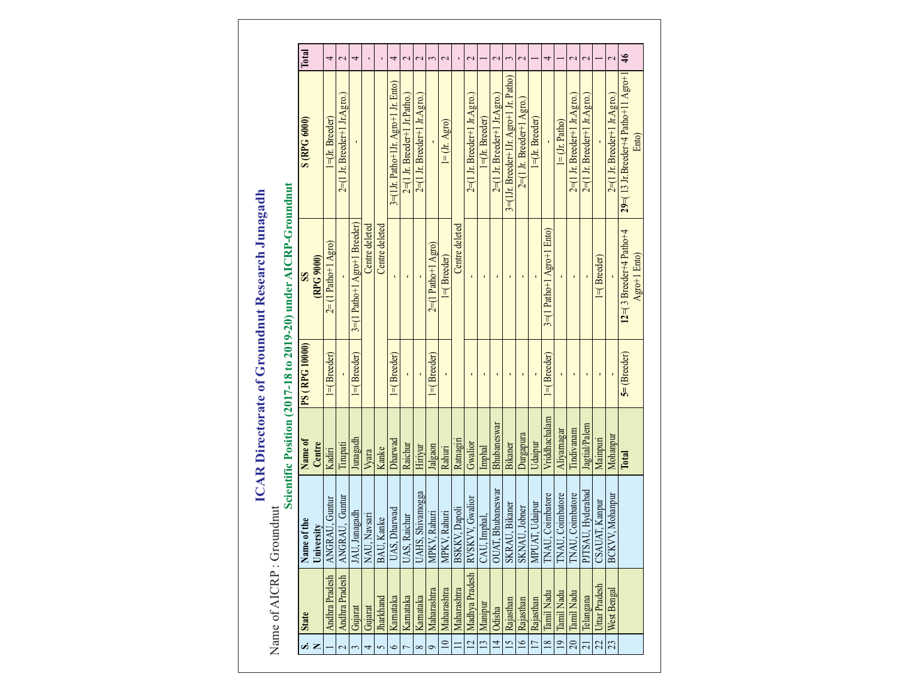# ICAR Directorate of Groundnut Research Junagadh

Name of AICRP : Groundnut

## Scientific Position (2017-18 to 2019-20) under AICRP-Groundnut

| S. N | State | Name of the University | Name of Centre | PS ( RPG 10000) | SS (RPG 9000) | S (RPG 6000) | Total |
|---|---|---|---|---|---|---|---|
| 1 | Andhra Pradesh | ANGRAU, Guntur | Kadiri | 1=(Breeder) | 2= (1 Patho+1 Agro) | 1=(Jr. Breeder) | 4 |
| 2 | Andhra Pradesh | ANGRAU, Guntur | Tirupati | - | - | 2=(1 Jr. Breeder+1 Jr.Agro.) | 2 |
| 3 | Gujarat | JAU, Junagadh | Junagadh | 1=(Breeder) | 3=(1 Patho+1 Agro+1 Breeder) | - | 4 |
| 4 | Gujarat | NAU, Navsari | Vyara | | Centre deleted | | - |
| 5 | Jharkhand | BAU, Kanke | Kanke | | Centre deleted | | - |
| 6 | Karnataka | UAS, Dharwad | Dharwad | 1=(Breeder) | - | 3=(1Jr. Patho+1Jr. Agro+1 Jr. Ento) | 4 |
| 7 | Karnataka | UAS, Raichur | Raichur | - | - | 2=(1 Jr. Breeder+1 Jr.Patho.) | 2 |
| 8 | Karnataka | UAHS, Shivamogga | Hiriyur | - | - | 2=(1 Jr. Breeder+1 Jr.Agro.) | 2 |
| 9 | Maharashtra | MPKV, Rahuri | Jalgaon | 1=(Breeder) | 2=(1 Patho+1 Agro) | - | 3 |
| 10 | Maharashtra | MPKV, Rahuri | Rahuri | - | 1=(Breeder) | 1= (Jr. Agro) | 2 |
| 11 | Maharashtra | BSKKV, Dapoli | Ratnagiri | | Centre deleted | | - |
| 12 | Madhya Pradesh | RVSKVV, Gwalior | Gwalior | - | - | 2=(1 Jr. Breeder+1 Jr.Agro.) | 2 |
| 13 | Manipur | CAU, Imphal, | Imphal | - | - | 1=(Jr. Breeder) | 1 |
| 14 | Odisha | OUAT, Bhubaneswar | Bhubaneswar | - | - | 2=(1 Jr. Breeder+1 Jr.Agro.) | 2 |
| 15 | Rajasthan | SKRAU, Bikaner | Bikaner | - | - | 3=(1Jr. Breeder+1Jr. Agro+1 Jr. Patho) | 3 |
| 16 | Rajasthan | SKNAU, Jobner | Durgapura | - | - | 2=(1 Jr. Breeder+1 Agro.) | 2 |
| 17 | Rajasthan | MPUAT, Udaipur | Udaipur | - | - | 1=(Jr. Breeder) | 1 |
| 18 | Tamil Nadu | TNAU, Coimbatore | Vriddhachalam | 1=(Breeder) | 3=(1 Patho+1 Agro+1 Ento) | - | 4 |
| 19 | Tamil Nadu | TNAU, Coimbatore | Aliyamagar | - | - | 1= (Jr. Patho) | 1 |
| 20 | Tamil Nadu | TNAU, Coimbatore | Tindivanam | - | - | 2=(1 Jr. Breeder+1 Jr.Agro.) | 2 |
| 21 | Telangana | PJTSAU, Hyderabad | Jagtial/Palem | - | - | 2=(1 Jr. Breeder+1 Jr.Agro.) | 2 |
| 22 | Uttar Pradesh | CSAUAT, Kanpur | Mainpuri | - | 1=(Breeder) | - | 1 |
| 23 | West Bengal | BCKVV, Mohanpur | Mohanpur | - | - | 2=(1 Jr. Breeder+1 Jr.Agro.) | 2 |
| | | | **Total** | **5**= (Breeder) | **12**=( 3 Breeder+4 Patho+4 Agro+1 Ento) | **29**=( 13 Jr.Breeder+4 Patho+11 Agro+1 Ento) | **46** |